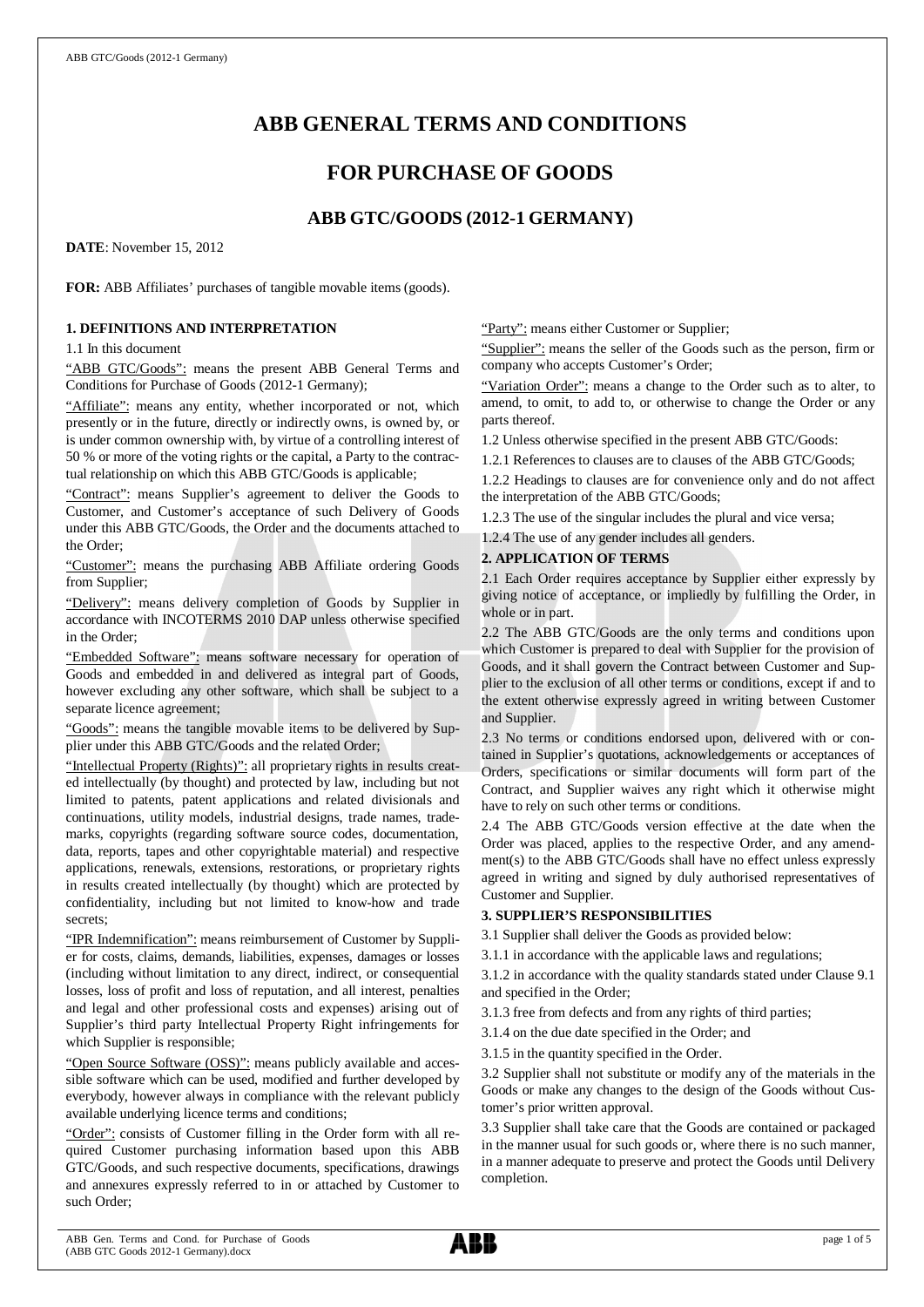# ABB GENERAL TERMS AND CONDITIONS

## FOR PURCHASE OF GOODS

### ABB GTC/GOODS (2012-1 GERMANY)

**DATE**: November 15, 2012

**FOR:** ABB Affiliates' purchases of tangible movable items (goods).

**1. DEFINITIONS AND INTERPRETATION**

1.1 In this document

"ABB GTC/Goods": means the present ABB General Terms and Conditions for Purchase of Goods (2012-1 Germany);

"Affiliate": means any entity, whether incorporated or not, which presently or in the future, directly or indirectly owns, is owned by, or is under common ownership with, by virtue of a controlling interest of 50 % or more of the voting rights or the capital, a Party to the contractual relationship on which this ABB GTC/Goods is applicable;

"Contract": means Supplier's agreement to deliver the Goods to Customer, and Customer's acceptance of such Delivery of Goods under this ABB GTC/Goods, the Order and the documents attached to the Order;

"Customer": means the purchasing ABB Affiliate ordering Goods from Supplier;

"Delivery": means delivery completion of Goods by Supplier in accordance with INCOTERMS 2010 DAP unless otherwise specified in the Order;

"Embedded Software": means software necessary for operation of Goods and embedded in and delivered as integral part of Goods, however excluding any other software, which shall be subject to a separate licence agreement;

"Goods": means the tangible movable items to be delivered by Supplier under this ABB GTC/Goods and the related Order;

"Intellectual Property (Rights)": all proprietary rights in results created intellectually (by thought) and protected by law, including but not limited to patents, patent applications and related divisionals and continuations, utility models, industrial designs, trade names, trademarks, copyrights (regarding software source codes, documentation, data, reports, tapes and other copyrightable material) and respective applications, renewals, extensions, restorations, or proprietary rights in results created intellectually (by thought) which are protected by confidentiality, including but not limited to know-how and trade secrets;

"IPR Indemnification": means reimbursement of Customer by Supplier for costs, claims, demands, liabilities, expenses, damages or losses (including without limitation to any direct, indirect, or consequential losses, loss of profit and loss of reputation, and all interest, penalties and legal and other professional costs and expenses) arising out of Supplier's third party Intellectual Property Right infringements for which Supplier is responsible;

"Open Source Software (OSS)": means publicly available and accessible software which can be used, modified and further developed by everybody, however always in compliance with the relevant publicly available underlying licence terms and conditions;

"Order": consists of Customer filling in the Order form with all required Customer purchasing information based upon this ABB GTC/Goods, and such respective documents, specifications, drawings and annexures expressly referred to in or attached by Customer to such Order;

"Party": means either Customer or Supplier;

"Supplier": means the seller of the Goods such as the person, firm or company who accepts Customer's Order;

"Variation Order": means a change to the Order such as to alter, to amend, to omit, to add to, or otherwise to change the Order or any parts thereof.

1.2 Unless otherwise specified in the present ABB GTC/Goods:

1.2.1 References to clauses are to clauses of the ABB GTC/Goods;

1.2.2 Headings to clauses are for convenience only and do not affect the interpretation of the ABB GTC/Goods;

1.2.3 The use of the singular includes the plural and vice versa;

1.2.4 The use of any gender includes all genders.

**2. APPLICATION OF TERMS**

2.1 Each Order requires acceptance by Supplier either expressly by giving notice of acceptance, or impliedly by fulfilling the Order, in whole or in part.

2.2 The ABB GTC/Goods are the only terms and conditions upon which Customer is prepared to deal with Supplier for the provision of Goods, and it shall govern the Contract between Customer and Supplier to the exclusion of all other terms or conditions, except if and to the extent otherwise expressly agreed in writing between Customer and Supplier.

2.3 No terms or conditions endorsed upon, delivered with or contained in Supplier's quotations, acknowledgements or acceptances of Orders, specifications or similar documents will form part of the Contract, and Supplier waives any right which it otherwise might have to rely on such other terms or conditions.

2.4 The ABB GTC/Goods version effective at the date when the Order was placed, applies to the respective Order, and any amendment(s) to the ABB GTC/Goods shall have no effect unless expressly agreed in writing and signed by duly authorised representatives of Customer and Supplier.

**3. SUPPLIER'S RESPONSIBILITIES**

3.1 Supplier shall deliver the Goods as provided below:

3.1.1 in accordance with the applicable laws and regulations;

3.1.2 in accordance with the quality standards stated under Clause 9.1 and specified in the Order;

3.1.3 free from defects and from any rights of third parties;

3.1.4 on the due date specified in the Order; and

3.1.5 in the quantity specified in the Order.

3.2 Supplier shall not substitute or modify any of the materials in the Goods or make any changes to the design of the Goods without Customer's prior written approval.

3.3 Supplier shall take care that the Goods are contained or packaged in the manner usual for such goods or, where there is no such manner, in a manner adequate to preserve and protect the Goods until Delivery completion.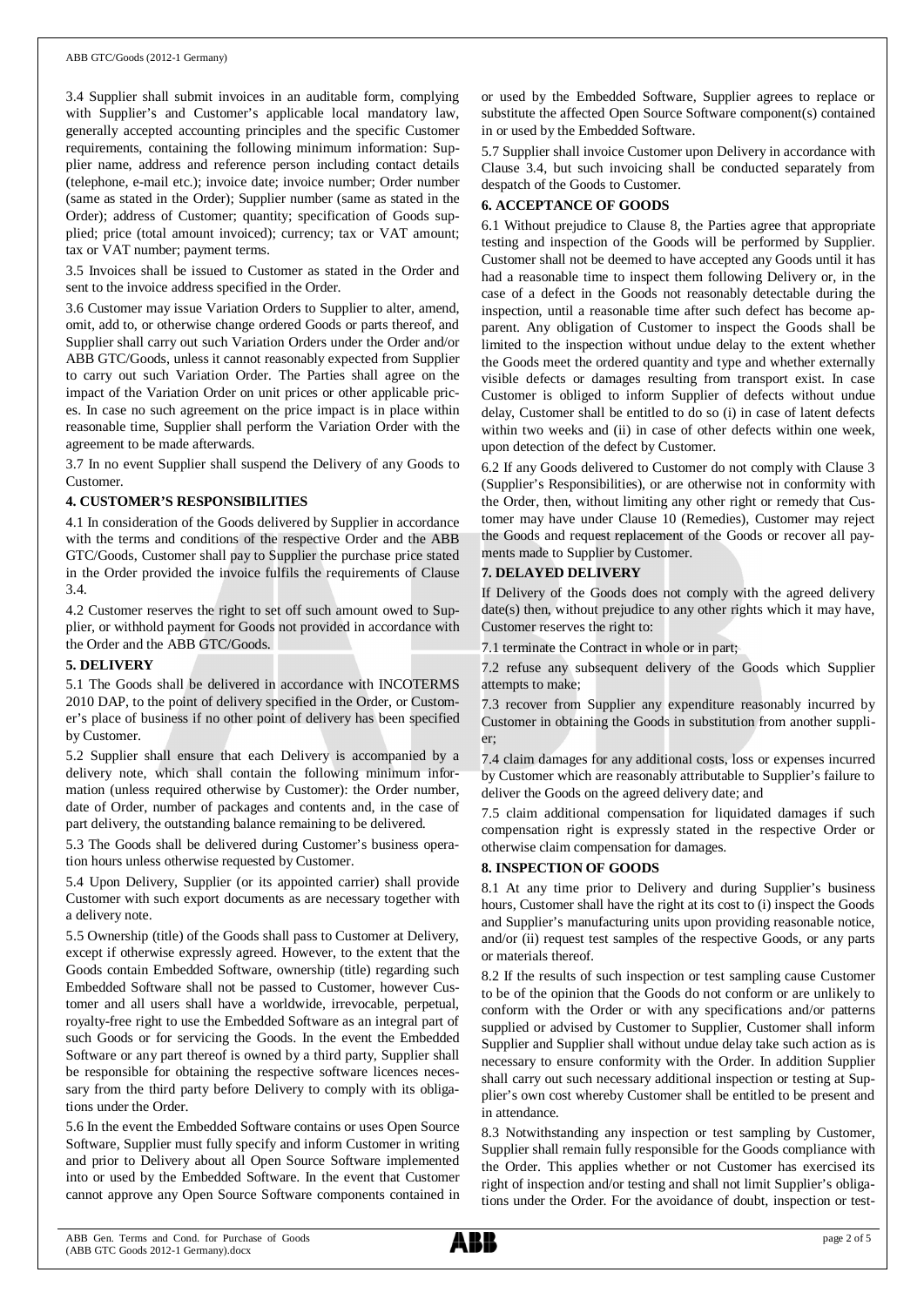3.4 Supplier shall submit invoices in an auditable form, complying with Supplier's and Customer's applicable local mandatory law, generally accepted accounting principles and the specific Customer requirements, containing the following minimum information: Supplier name, address and reference person including contact details (telephone, e-mail etc.); invoice date; invoice number; Order number (same as stated in the Order); Supplier number (same as stated in the Order); address of Customer; quantity; specification of Goods supplied; price (total amount invoiced); currency; tax or VAT amount; tax or VAT number; payment terms.

3.5 Invoices shall be issued to Customer as stated in the Order and sent to the invoice address specified in the Order.

3.6 Customer may issue Variation Orders to Supplier to alter, amend, omit, add to, or otherwise change ordered Goods or parts thereof, and Supplier shall carry out such Variation Orders under the Order and/or ABB GTC/Goods, unless it cannot reasonably expected from Supplier to carry out such Variation Order. The Parties shall agree on the impact of the Variation Order on unit prices or other applicable prices. In case no such agreement on the price impact is in place within reasonable time, Supplier shall perform the Variation Order with the agreement to be made afterwards.

3.7 In no event Supplier shall suspend the Delivery of any Goods to Customer.

## 4. CUSTOMER'S RESPONSIBILITIES

4.1 In consideration of the Goods delivered by Supplier in accordance with the terms and conditions of the respective Order and the ABB GTC/Goods, Customer shall pay to Supplier the purchase price stated in the Order provided the invoice fulfils the requirements of Clause 3.4.

4.2 Customer reserves the right to set off such amount owed to Supplier, or withhold payment for Goods not provided in accordance with the Order and the ABB GTC/Goods.

## 5. DELIVERY

5.1 The Goods shall be delivered in accordance with INCOTERMS 2010 DAP, to the point of delivery specified in the Order, or Customer's place of business if no other point of delivery has been specified by Customer.

5.2 Supplier shall ensure that each Delivery is accompanied by a delivery note, which shall contain the following minimum information (unless required otherwise by Customer): the Order number, date of Order, number of packages and contents and, in the case of part delivery, the outstanding balance remaining to be delivered.

5.3 The Goods shall be delivered during Customer's business operation hours unless otherwise requested by Customer.

5.4 Upon Delivery, Supplier (or its appointed carrier) shall provide Customer with such export documents as are necessary together with a delivery note.

5.5 Ownership (title) of the Goods shall pass to Customer at Delivery, except if otherwise expressly agreed. However, to the extent that the Goods contain Embedded Software, ownership (title) regarding such Embedded Software shall not be passed to Customer, however Customer and all users shall have a worldwide, irrevocable, perpetual, royalty-free right to use the Embedded Software as an integral part of such Goods or for servicing the Goods. In the event the Embedded Software or any part thereof is owned by a third party, Supplier shall be responsible for obtaining the respective software licences necessary from the third party before Delivery to comply with its obligations under the Order.

5.6 In the event the Embedded Software contains or uses Open Source Software, Supplier must fully specify and inform Customer in writing and prior to Delivery about all Open Source Software implemented into or used by the Embedded Software. In the event that Customer cannot approve any Open Source Software components contained in or used by the Embedded Software, Supplier agrees to replace or substitute the affected Open Source Software component(s) contained in or used by the Embedded Software.

5.7 Supplier shall invoice Customer upon Delivery in accordance with Clause 3.4, but such invoicing shall be conducted separately from despatch of the Goods to Customer.

## 6. ACCEPTANCE OF GOODS

6.1 Without prejudice to Clause 8, the Parties agree that appropriate testing and inspection of the Goods will be performed by Supplier. Customer shall not be deemed to have accepted any Goods until it has had a reasonable time to inspect them following Delivery or, in the case of a defect in the Goods not reasonably detectable during the inspection, until a reasonable time after such defect has become apparent. Any obligation of Customer to inspect the Goods shall be limited to the inspection without undue delay to the extent whether the Goods meet the ordered quantity and type and whether externally visible defects or damages resulting from transport exist. In case Customer is obliged to inform Supplier of defects without undue delay, Customer shall be entitled to do so (i) in case of latent defects within two weeks and (ii) in case of other defects within one week, upon detection of the defect by Customer.

6.2 If any Goods delivered to Customer do not comply with Clause 3 (Supplier's Responsibilities), or are otherwise not in conformity with the Order, then, without limiting any other right or remedy that Customer may have under Clause 10 (Remedies), Customer may reject the Goods and request replacement of the Goods or recover all payments made to Supplier by Customer.

## 7. DELAYED DELIVERY

If Delivery of the Goods does not comply with the agreed delivery date(s) then, without prejudice to any other rights which it may have, Customer reserves the right to:

7.1 terminate the Contract in whole or in part;

7.2 refuse any subsequent delivery of the Goods which Supplier attempts to make;

7.3 recover from Supplier any expenditure reasonably incurred by Customer in obtaining the Goods in substitution from another supplier;

7.4 claim damages for any additional costs, loss or expenses incurred by Customer which are reasonably attributable to Supplier's failure to deliver the Goods on the agreed delivery date; and

7.5 claim additional compensation for liquidated damages if such compensation right is expressly stated in the respective Order or otherwise claim compensation for damages.

## 8. INSPECTION OF GOODS

8.1 At any time prior to Delivery and during Supplier's business hours, Customer shall have the right at its cost to (i) inspect the Goods and Supplier's manufacturing units upon providing reasonable notice, and/or (ii) request test samples of the respective Goods, or any parts or materials thereof.

8.2 If the results of such inspection or test sampling cause Customer to be of the opinion that the Goods do not conform or are unlikely to conform with the Order or with any specifications and/or patterns supplied or advised by Customer to Supplier, Customer shall inform Supplier and Supplier shall without undue delay take such action as is necessary to ensure conformity with the Order. In addition Supplier shall carry out such necessary additional inspection or testing at Supplier's own cost whereby Customer shall be entitled to be present and in attendance.

8.3 Notwithstanding any inspection or test sampling by Customer, Supplier shall remain fully responsible for the Goods compliance with the Order. This applies whether or not Customer has exercised its right of inspection and/or testing and shall not limit Supplier's obligations under the Order. For the avoidance of doubt, inspection or test-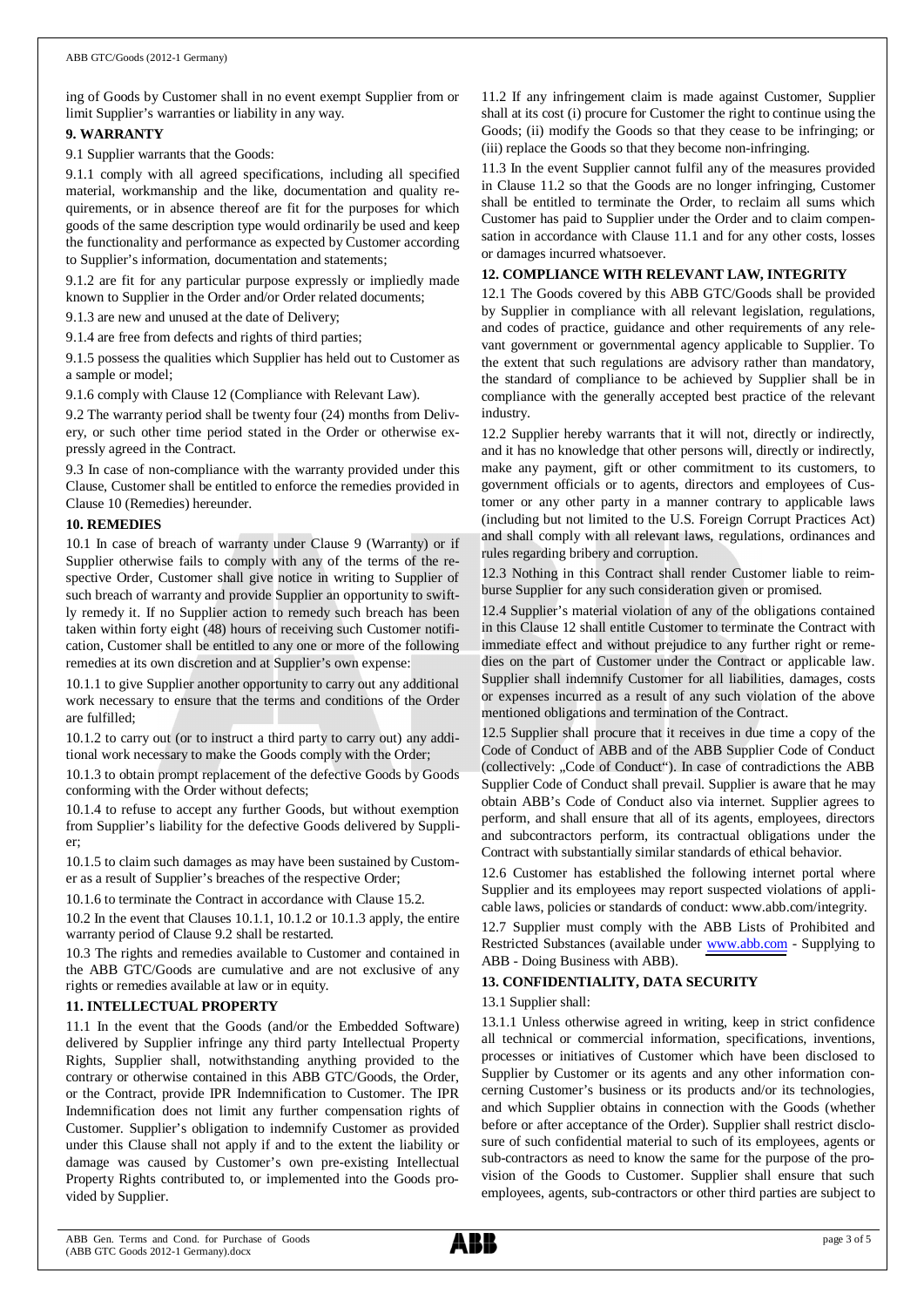ing of Goods by Customer shall in no event exempt Supplier from or limit Supplier's warranties or liability in any way.

## 9. WARRANTY

9.1 Supplier warrants that the Goods:

9.1.1 comply with all agreed specifications, including all specified material, workmanship and the like, documentation and quality requirements, or in absence thereof are fit for the purposes for which goods of the same description type would ordinarily be used and keep the functionality and performance as expected by Customer according to Supplier's information, documentation and statements;

9.1.2 are fit for any particular purpose expressly or impliedly made known to Supplier in the Order and/or Order related documents;

9.1.3 are new and unused at the date of Delivery;

9.1.4 are free from defects and rights of third parties;

9.1.5 possess the qualities which Supplier has held out to Customer as a sample or model;

9.1.6 comply with Clause 12 (Compliance with Relevant Law).

9.2 The warranty period shall be twenty four (24) months from Delivery, or such other time period stated in the Order or otherwise expressly agreed in the Contract.

9.3 In case of non-compliance with the warranty provided under this Clause, Customer shall be entitled to enforce the remedies provided in Clause 10 (Remedies) hereunder.

## 10. REMEDIES

10.1 In case of breach of warranty under Clause 9 (Warranty) or if Supplier otherwise fails to comply with any of the terms of the respective Order, Customer shall give notice in writing to Supplier of such breach of warranty and provide Supplier an opportunity to swiftly remedy it. If no Supplier action to remedy such breach has been taken within forty eight (48) hours of receiving such Customer notification, Customer shall be entitled to any one or more of the following remedies at its own discretion and at Supplier's own expense:

10.1.1 to give Supplier another opportunity to carry out any additional work necessary to ensure that the terms and conditions of the Order are fulfilled;

10.1.2 to carry out (or to instruct a third party to carry out) any additional work necessary to make the Goods comply with the Order;

10.1.3 to obtain prompt replacement of the defective Goods by Goods conforming with the Order without defects;

10.1.4 to refuse to accept any further Goods, but without exemption from Supplier's liability for the defective Goods delivered by Supplier;

10.1.5 to claim such damages as may have been sustained by Customer as a result of Supplier's breaches of the respective Order;

10.1.6 to terminate the Contract in accordance with Clause 15.2.

10.2 In the event that Clauses 10.1.1, 10.1.2 or 10.1.3 apply, the entire warranty period of Clause 9.2 shall be restarted.

10.3 The rights and remedies available to Customer and contained in the ABB GTC/Goods are cumulative and are not exclusive of any rights or remedies available at law or in equity.

## 11. INTELLECTUAL PROPERTY

11.1 In the event that the Goods (and/or the Embedded Software) delivered by Supplier infringe any third party Intellectual Property Rights, Supplier shall, notwithstanding anything provided to the contrary or otherwise contained in this ABB GTC/Goods, the Order, or the Contract, provide IPR Indemnification to Customer. The IPR Indemnification does not limit any further compensation rights of Customer. Supplier's obligation to indemnify Customer as provided under this Clause shall not apply if and to the extent the liability or damage was caused by Customer's own pre-existing Intellectual Property Rights contributed to, or implemented into the Goods provided by Supplier.

11.2 If any infringement claim is made against Customer, Supplier shall at its cost (i) procure for Customer the right to continue using the Goods; (ii) modify the Goods so that they cease to be infringing; or (iii) replace the Goods so that they become non-infringing.

11.3 In the event Supplier cannot fulfil any of the measures provided in Clause 11.2 so that the Goods are no longer infringing, Customer shall be entitled to terminate the Order, to reclaim all sums which Customer has paid to Supplier under the Order and to claim compensation in accordance with Clause 11.1 and for any other costs, losses or damages incurred whatsoever.

## 12. COMPLIANCE WITH RELEVANT LAW, INTEGRITY

12.1 The Goods covered by this ABB GTC/Goods shall be provided by Supplier in compliance with all relevant legislation, regulations, and codes of practice, guidance and other requirements of any relevant government or governmental agency applicable to Supplier. To the extent that such regulations are advisory rather than mandatory, the standard of compliance to be achieved by Supplier shall be in compliance with the generally accepted best practice of the relevant industry.

12.2 Supplier hereby warrants that it will not, directly or indirectly, and it has no knowledge that other persons will, directly or indirectly, make any payment, gift or other commitment to its customers, to government officials or to agents, directors and employees of Customer or any other party in a manner contrary to applicable laws (including but not limited to the U.S. Foreign Corrupt Practices Act) and shall comply with all relevant laws, regulations, ordinances and rules regarding bribery and corruption.

12.3 Nothing in this Contract shall render Customer liable to reimburse Supplier for any such consideration given or promised.

12.4 Supplier's material violation of any of the obligations contained in this Clause 12 shall entitle Customer to terminate the Contract with immediate effect and without prejudice to any further right or remedies on the part of Customer under the Contract or applicable law. Supplier shall indemnify Customer for all liabilities, damages, costs or expenses incurred as a result of any such violation of the above mentioned obligations and termination of the Contract.

12.5 Supplier shall procure that it receives in due time a copy of the Code of Conduct of ABB and of the ABB Supplier Code of Conduct (collectively: „Code of Conduct"). In case of contradictions the ABB Supplier Code of Conduct shall prevail. Supplier is aware that he may obtain ABB's Code of Conduct also via internet. Supplier agrees to perform, and shall ensure that all of its agents, employees, directors and subcontractors perform, its contractual obligations under the Contract with substantially similar standards of ethical behavior.

12.6 Customer has established the following internet portal where Supplier and its employees may report suspected violations of applicable laws, policies or standards of conduct: www.abb.com/integrity.

12.7 Supplier must comply with the ABB Lists of Prohibited and Restricted Substances (available under www.abb.com - Supplying to ABB - Doing Business with ABB).

## 13. CONFIDENTIALITY, DATA SECURITY

13.1 Supplier shall:

13.1.1 Unless otherwise agreed in writing, keep in strict confidence all technical or commercial information, specifications, inventions, processes or initiatives of Customer which have been disclosed to Supplier by Customer or its agents and any other information concerning Customer's business or its products and/or its technologies, and which Supplier obtains in connection with the Goods (whether before or after acceptance of the Order). Supplier shall restrict disclosure of such confidential material to such of its employees, agents or sub-contractors as need to know the same for the purpose of the provision of the Goods to Customer. Supplier shall ensure that such employees, agents, sub-contractors or other third parties are subject to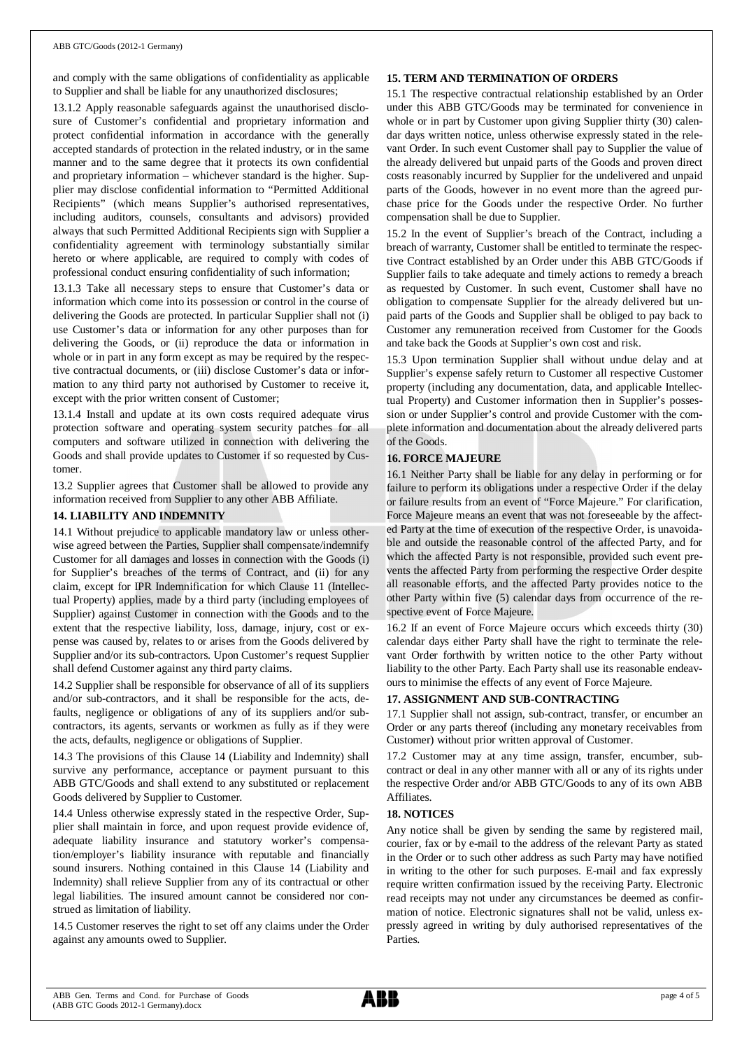and comply with the same obligations of confidentiality as applicable to Supplier and shall be liable for any unauthorized disclosures;

13.1.2 Apply reasonable safeguards against the unauthorised disclosure of Customer's confidential and proprietary information and protect confidential information in accordance with the generally accepted standards of protection in the related industry, or in the same manner and to the same degree that it protects its own confidential and proprietary information – whichever standard is the higher. Supplier may disclose confidential information to "Permitted Additional Recipients" (which means Supplier's authorised representatives, including auditors, counsels, consultants and advisors) provided always that such Permitted Additional Recipients sign with Supplier a confidentiality agreement with terminology substantially similar hereto or where applicable, are required to comply with codes of professional conduct ensuring confidentiality of such information;

13.1.3 Take all necessary steps to ensure that Customer's data or information which come into its possession or control in the course of delivering the Goods are protected. In particular Supplier shall not (i) use Customer's data or information for any other purposes than for delivering the Goods, or (ii) reproduce the data or information in whole or in part in any form except as may be required by the respective contractual documents, or (iii) disclose Customer's data or information to any third party not authorised by Customer to receive it, except with the prior written consent of Customer;

13.1.4 Install and update at its own costs required adequate virus protection software and operating system security patches for all computers and software utilized in connection with delivering the Goods and shall provide updates to Customer if so requested by Customer.

13.2 Supplier agrees that Customer shall be allowed to provide any information received from Supplier to any other ABB Affiliate.

## 14. LIABILITY AND INDEMNITY

14.1 Without prejudice to applicable mandatory law or unless otherwise agreed between the Parties, Supplier shall compensate/indemnify Customer for all damages and losses in connection with the Goods (i) for Supplier's breaches of the terms of Contract, and (ii) for any claim, except for IPR Indemnification for which Clause 11 (Intellectual Property) applies, made by a third party (including employees of Supplier) against Customer in connection with the Goods and to the extent that the respective liability, loss, damage, injury, cost or expense was caused by, relates to or arises from the Goods delivered by Supplier and/or its sub-contractors. Upon Customer's request Supplier shall defend Customer against any third party claims.

14.2 Supplier shall be responsible for observance of all of its suppliers and/or sub-contractors, and it shall be responsible for the acts, defaults, negligence or obligations of any of its suppliers and/or sub-contractors, its agents, servants or workmen as fully as if they were the acts, defaults, negligence or obligations of Supplier.

14.3 The provisions of this Clause 14 (Liability and Indemnity) shall survive any performance, acceptance or payment pursuant to this ABB GTC/Goods and shall extend to any substituted or replacement Goods delivered by Supplier to Customer.

14.4 Unless otherwise expressly stated in the respective Order, Supplier shall maintain in force, and upon request provide evidence of, adequate liability insurance and statutory worker's compensation/employer's liability insurance with reputable and financially sound insurers. Nothing contained in this Clause 14 (Liability and Indemnity) shall relieve Supplier from any of its contractual or other legal liabilities. The insured amount cannot be considered nor construed as limitation of liability.

14.5 Customer reserves the right to set off any claims under the Order against any amounts owed to Supplier.

## 15. TERM AND TERMINATION OF ORDERS

15.1 The respective contractual relationship established by an Order under this ABB GTC/Goods may be terminated for convenience in whole or in part by Customer upon giving Supplier thirty (30) calendar days written notice, unless otherwise expressly stated in the relevant Order. In such event Customer shall pay to Supplier the value of the already delivered but unpaid parts of the Goods and proven direct costs reasonably incurred by Supplier for the undelivered and unpaid parts of the Goods, however in no event more than the agreed purchase price for the Goods under the respective Order. No further compensation shall be due to Supplier.

15.2 In the event of Supplier's breach of the Contract, including a breach of warranty, Customer shall be entitled to terminate the respective Contract established by an Order under this ABB GTC/Goods if Supplier fails to take adequate and timely actions to remedy a breach as requested by Customer. In such event, Customer shall have no obligation to compensate Supplier for the already delivered but unpaid parts of the Goods and Supplier shall be obliged to pay back to Customer any remuneration received from Customer for the Goods and take back the Goods at Supplier's own cost and risk.

15.3 Upon termination Supplier shall without undue delay and at Supplier's expense safely return to Customer all respective Customer property (including any documentation, data, and applicable Intellectual Property) and Customer information then in Supplier's possession or under Supplier's control and provide Customer with the complete information and documentation about the already delivered parts of the Goods.

## 16. FORCE MAJEURE

16.1 Neither Party shall be liable for any delay in performing or for failure to perform its obligations under a respective Order if the delay or failure results from an event of "Force Majeure." For clarification, Force Majeure means an event that was not foreseeable by the affected Party at the time of execution of the respective Order, is unavoidable and outside the reasonable control of the affected Party, and for which the affected Party is not responsible, provided such event prevents the affected Party from performing the respective Order despite all reasonable efforts, and the affected Party provides notice to the other Party within five (5) calendar days from occurrence of the respective event of Force Majeure.

16.2 If an event of Force Majeure occurs which exceeds thirty (30) calendar days either Party shall have the right to terminate the relevant Order forthwith by written notice to the other Party without liability to the other Party. Each Party shall use its reasonable endeavours to minimise the effects of any event of Force Majeure.

## 17. ASSIGNMENT AND SUB-CONTRACTING

17.1 Supplier shall not assign, sub-contract, transfer, or encumber an Order or any parts thereof (including any monetary receivables from Customer) without prior written approval of Customer.

17.2 Customer may at any time assign, transfer, encumber, sub-contract or deal in any other manner with all or any of its rights under the respective Order and/or ABB GTC/Goods to any of its own ABB Affiliates.

## 18. NOTICES

Any notice shall be given by sending the same by registered mail, courier, fax or by e-mail to the address of the relevant Party as stated in the Order or to such other address as such Party may have notified in writing to the other for such purposes. E-mail and fax expressly require written confirmation issued by the receiving Party. Electronic read receipts may not under any circumstances be deemed as confirmation of notice. Electronic signatures shall not be valid, unless expressly agreed in writing by duly authorised representatives of the Parties.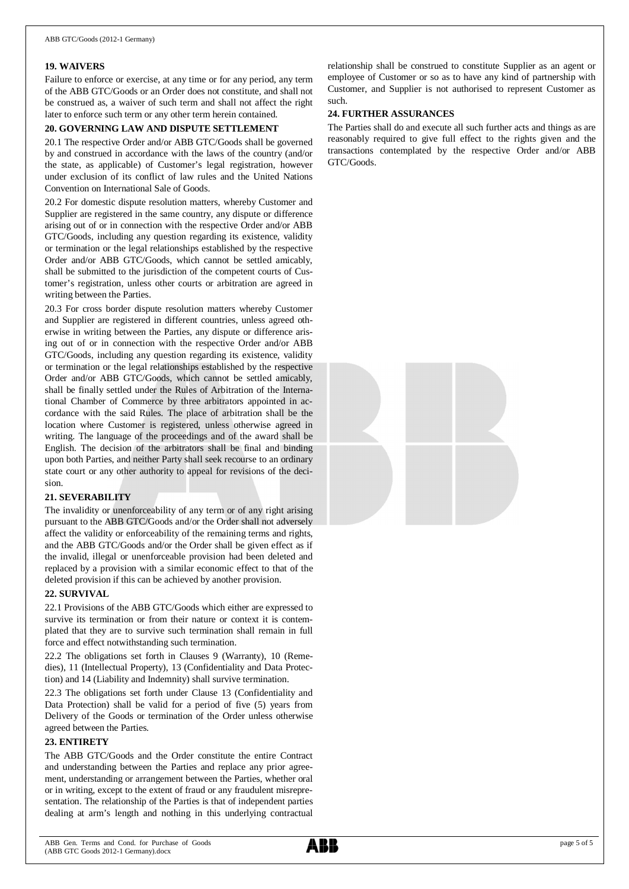## 19. WAIVERS

Failure to enforce or exercise, at any time or for any period, any term of the ABB GTC/Goods or an Order does not constitute, and shall not be construed as, a waiver of such term and shall not affect the right later to enforce such term or any other term herein contained.

## 20. GOVERNING LAW AND DISPUTE SETTLEMENT

20.1 The respective Order and/or ABB GTC/Goods shall be governed by and construed in accordance with the laws of the country (and/or the state, as applicable) of Customer's legal registration, however under exclusion of its conflict of law rules and the United Nations Convention on International Sale of Goods.

20.2 For domestic dispute resolution matters, whereby Customer and Supplier are registered in the same country, any dispute or difference arising out of or in connection with the respective Order and/or ABB GTC/Goods, including any question regarding its existence, validity or termination or the legal relationships established by the respective Order and/or ABB GTC/Goods, which cannot be settled amicably, shall be submitted to the jurisdiction of the competent courts of Customer's registration, unless other courts or arbitration are agreed in writing between the Parties.

20.3 For cross border dispute resolution matters whereby Customer and Supplier are registered in different countries, unless agreed otherwise in writing between the Parties, any dispute or difference arising out of or in connection with the respective Order and/or ABB GTC/Goods, including any question regarding its existence, validity or termination or the legal relationships established by the respective Order and/or ABB GTC/Goods, which cannot be settled amicably, shall be finally settled under the Rules of Arbitration of the International Chamber of Commerce by three arbitrators appointed in accordance with the said Rules. The place of arbitration shall be the location where Customer is registered, unless otherwise agreed in writing. The language of the proceedings and of the award shall be English. The decision of the arbitrators shall be final and binding upon both Parties, and neither Party shall seek recourse to an ordinary state court or any other authority to appeal for revisions of the decision.

## 21. SEVERABILITY

The invalidity or unenforceability of any term or of any right arising pursuant to the ABB GTC/Goods and/or the Order shall not adversely affect the validity or enforceability of the remaining terms and rights, and the ABB GTC/Goods and/or the Order shall be given effect as if the invalid, illegal or unenforceable provision had been deleted and replaced by a provision with a similar economic effect to that of the deleted provision if this can be achieved by another provision.

## 22. SURVIVAL

22.1 Provisions of the ABB GTC/Goods which either are expressed to survive its termination or from their nature or context it is contemplated that they are to survive such termination shall remain in full force and effect notwithstanding such termination.

22.2 The obligations set forth in Clauses 9 (Warranty), 10 (Remedies), 11 (Intellectual Property), 13 (Confidentiality and Data Protection) and 14 (Liability and Indemnity) shall survive termination.

22.3 The obligations set forth under Clause 13 (Confidentiality and Data Protection) shall be valid for a period of five (5) years from Delivery of the Goods or termination of the Order unless otherwise agreed between the Parties.

## 23. ENTIRETY

The ABB GTC/Goods and the Order constitute the entire Contract and understanding between the Parties and replace any prior agreement, understanding or arrangement between the Parties, whether oral or in writing, except to the extent of fraud or any fraudulent misrepresentation. The relationship of the Parties is that of independent parties dealing at arm's length and nothing in this underlying contractual relationship shall be construed to constitute Supplier as an agent or employee of Customer or so as to have any kind of partnership with Customer, and Supplier is not authorised to represent Customer as such.

## 24. FURTHER ASSURANCES

The Parties shall do and execute all such further acts and things as are reasonably required to give full effect to the rights given and the transactions contemplated by the respective Order and/or ABB GTC/Goods.